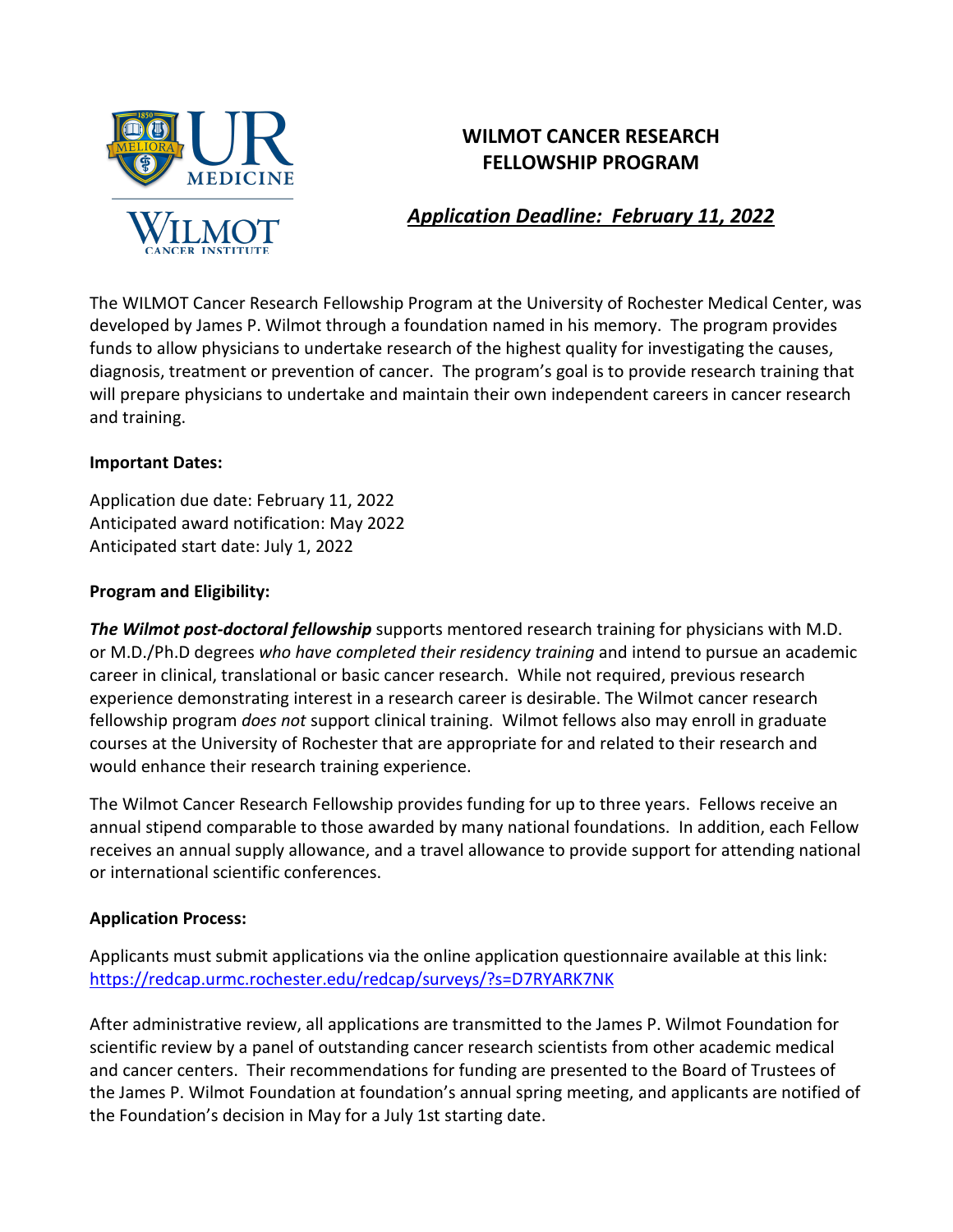# WILMOT CANCER RESEARCH FELLOWSHIP PROGRAM

***Application Deadline: February 11, 2022***

The WILMOT Cancer Research Fellowship Program at the University of Rochester Medical Center, was developed by James P. Wilmot through a foundation named in his memory. The program provides funds to allow physicians to undertake research of the highest quality for investigating the causes, diagnosis, treatment or prevention of cancer. The program's goal is to provide research training that will prepare physicians to undertake and maintain their own independent careers in cancer research and training.

**Important Dates:**

Application due date: February 11, 2022
Anticipated award notification: May 2022
Anticipated start date: July 1, 2022

**Program and Eligibility:**

***The Wilmot post-doctoral fellowship*** supports mentored research training for physicians with M.D. or M.D./Ph.D degrees *who have completed their residency training* and intend to pursue an academic career in clinical, translational or basic cancer research. While not required, previous research experience demonstrating interest in a research career is desirable. The Wilmot cancer research fellowship program *does not* support clinical training. Wilmot fellows also may enroll in graduate courses at the University of Rochester that are appropriate for and related to their research and would enhance their research training experience.

The Wilmot Cancer Research Fellowship provides funding for up to three years. Fellows receive an annual stipend comparable to those awarded by many national foundations. In addition, each Fellow receives an annual supply allowance, and a travel allowance to provide support for attending national or international scientific conferences.

**Application Process:**

Applicants must submit applications via the online application questionnaire available at this link: https://redcap.urmc.rochester.edu/redcap/surveys/?s=D7RYARK7NK

After administrative review, all applications are transmitted to the James P. Wilmot Foundation for scientific review by a panel of outstanding cancer research scientists from other academic medical and cancer centers. Their recommendations for funding are presented to the Board of Trustees of the James P. Wilmot Foundation at foundation's annual spring meeting, and applicants are notified of the Foundation's decision in May for a July 1st starting date.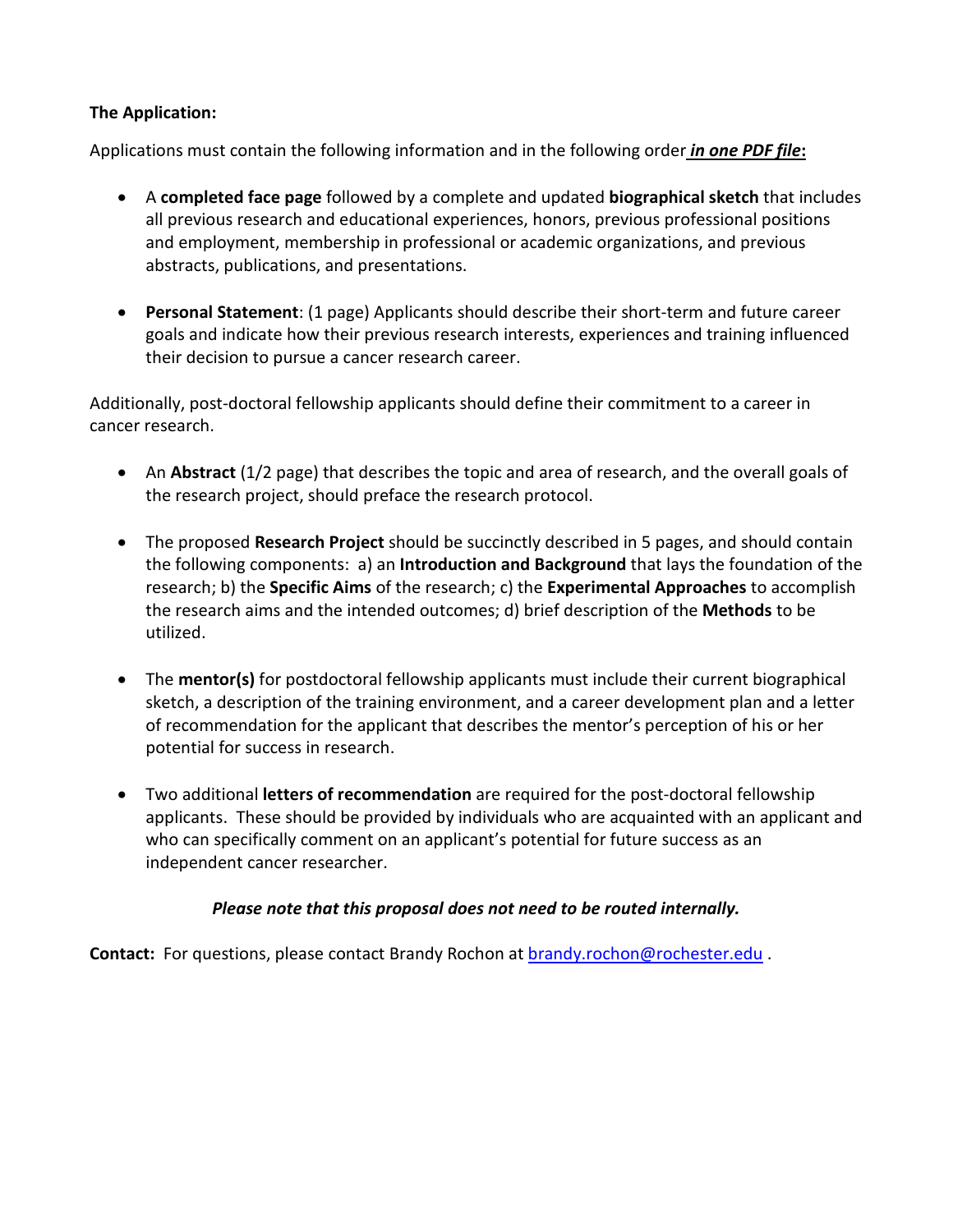**The Application:**

Applications must contain the following information and in the following order ***in one PDF file*:**

- A **completed face page** followed by a complete and updated **biographical sketch** that includes all previous research and educational experiences, honors, previous professional positions and employment, membership in professional or academic organizations, and previous abstracts, publications, and presentations.

- **Personal Statement**: (1 page) Applicants should describe their short-term and future career goals and indicate how their previous research interests, experiences and training influenced their decision to pursue a cancer research career.

Additionally, post-doctoral fellowship applicants should define their commitment to a career in cancer research.

- An **Abstract** (1/2 page) that describes the topic and area of research, and the overall goals of the research project, should preface the research protocol.

- The proposed **Research Project** should be succinctly described in 5 pages, and should contain the following components: a) an **Introduction and Background** that lays the foundation of the research; b) the **Specific Aims** of the research; c) the **Experimental Approaches** to accomplish the research aims and the intended outcomes; d) brief description of the **Methods** to be utilized.

- The **mentor(s)** for postdoctoral fellowship applicants must include their current biographical sketch, a description of the training environment, and a career development plan and a letter of recommendation for the applicant that describes the mentor's perception of his or her potential for success in research.

- Two additional **letters of recommendation** are required for the post-doctoral fellowship applicants. These should be provided by individuals who are acquainted with an applicant and who can specifically comment on an applicant's potential for future success as an independent cancer researcher.

***Please note that this proposal does not need to be routed internally.***

**Contact:** For questions, please contact Brandy Rochon at brandy.rochon@rochester.edu .